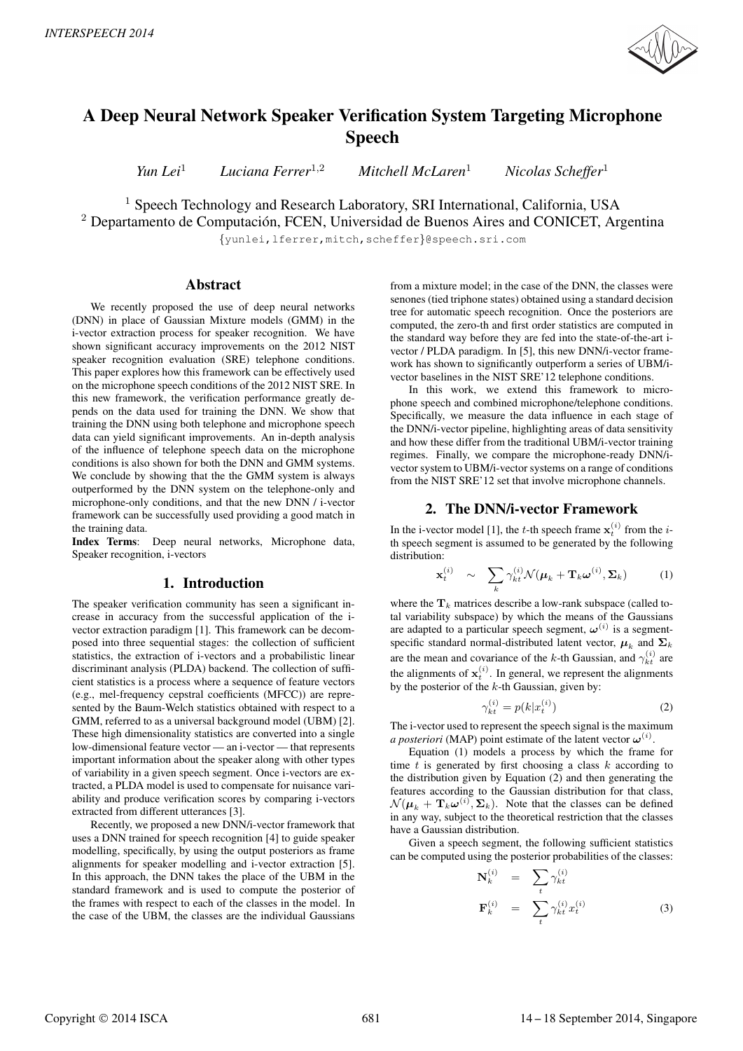# A Deep Neural Network Speaker Verification System Targeting Microphone Speech

*Yun Lei*[1] *Luciana Ferrer*[1,2] *Mitchell McLaren*[1] *Nicolas Scheffer*[1]

[1] Speech Technology and Research Laboratory, SRI International, California, USA
[2] Departamento de Computación, FCEN, Universidad de Buenos Aires and CONICET, Argentina

{yunlei,lferrer,mitch,scheffer}@speech.sri.com

## Abstract

We recently proposed the use of deep neural networks (DNN) in place of Gaussian Mixture models (GMM) in the i-vector extraction process for speaker recognition. We have shown significant accuracy improvements on the 2012 NIST speaker recognition evaluation (SRE) telephone conditions. This paper explores how this framework can be effectively used on the microphone speech conditions of the 2012 NIST SRE. In this new framework, the verification performance greatly depends on the data used for training the DNN. We show that training the DNN using both telephone and microphone speech data can yield significant improvements. An in-depth analysis of the influence of telephone speech data on the microphone conditions is also shown for both the DNN and GMM systems. We conclude by showing that the the GMM system is always outperformed by the DNN system on the telephone-only and microphone-only conditions, and that the new DNN / i-vector framework can be successfully used providing a good match in the training data.

**Index Terms**: Deep neural networks, Microphone data, Speaker recognition, i-vectors

## 1. Introduction

The speaker verification community has seen a significant increase in accuracy from the successful application of the i-vector extraction paradigm [1]. This framework can be decomposed into three sequential stages: the collection of sufficient statistics, the extraction of i-vectors and a probabilistic linear discriminant analysis (PLDA) backend. The collection of sufficient statistics is a process where a sequence of feature vectors (e.g., mel-frequency cepstral coefficients (MFCC)) are represented by the Baum-Welch statistics obtained with respect to a GMM, referred to as a universal background model (UBM) [2]. These high dimensionality statistics are converted into a single low-dimensional feature vector — an i-vector — that represents important information about the speaker along with other types of variability in a given speech segment. Once i-vectors are extracted, a PLDA model is used to compensate for nuisance variability and produce verification scores by comparing i-vectors extracted from different utterances [3].

Recently, we proposed a new DNN/i-vector framework that uses a DNN trained for speech recognition [4] to guide speaker modelling, specifically, by using the output posteriors as frame alignments for speaker modelling and i-vector extraction [5]. In this approach, the DNN takes the place of the UBM in the standard framework and is used to compute the posterior of the frames with respect to each of the classes in the model. In the case of the UBM, the classes are the individual Gaussians from a mixture model; in the case of the DNN, the classes were senones (tied triphone states) obtained using a standard decision tree for automatic speech recognition. Once the posteriors are computed, the zero-th and first order statistics are computed in the standard way before they are fed into the state-of-the-art i-vector / PLDA paradigm. In [5], this new DNN/i-vector framework has shown to significantly outperform a series of UBM/i-vector baselines in the NIST SRE'12 telephone conditions.

In this work, we extend this framework to microphone speech and combined microphone/telephone conditions. Specifically, we measure the data influence in each stage of the DNN/i-vector pipeline, highlighting areas of data sensitivity and how these differ from the traditional UBM/i-vector training regimes. Finally, we compare the microphone-ready DNN/i-vector system to UBM/i-vector systems on a range of conditions from the NIST SRE'12 set that involve microphone channels.

## 2. The DNN/i-vector Framework

In the i-vector model [1], the $t$-th speech frame $\mathbf{x}_t^{(i)}$ from the $i$-th speech segment is assumed to be generated by the following distribution:

$$\mathbf{x}_t^{(i)} \sim \sum_k \gamma_{kt}^{(i)} \mathcal{N}(\boldsymbol{\mu}_k + \mathbf{T}_k \boldsymbol{\omega}^{(i)}, \boldsymbol{\Sigma}_k) \quad (1)$$

where the $\mathbf{T}_k$ matrices describe a low-rank subspace (called total variability subspace) by which the means of the Gaussians are adapted to a particular speech segment, $\boldsymbol{\omega}^{(i)}$ is a segment-specific standard normal-distributed latent vector, $\boldsymbol{\mu}_k$ and $\boldsymbol{\Sigma}_k$ are the mean and covariance of the $k$-th Gaussian, and $\gamma_{kt}^{(i)}$ are the alignments of $\mathbf{x}_t^{(i)}$. In general, we represent the alignments by the posterior of the $k$-th Gaussian, given by:

$$\gamma_{kt}^{(i)} = p(k|x_t^{(i)}) \quad (2)$$

The i-vector used to represent the speech signal is the maximum *a posteriori* (MAP) point estimate of the latent vector $\boldsymbol{\omega}^{(i)}$.

Equation (1) models a process by which the frame for time $t$ is generated by first choosing a class $k$ according to the distribution given by Equation (2) and then generating the features according to the Gaussian distribution for that class, $\mathcal{N}(\boldsymbol{\mu}_k + \mathbf{T}_k\boldsymbol{\omega}^{(i)}, \boldsymbol{\Sigma}_k)$. Note that the classes can be defined in any way, subject to the theoretical restriction that the classes have a Gaussian distribution.

Given a speech segment, the following sufficient statistics can be computed using the posterior probabilities of the classes:

$$\begin{aligned} \mathbf{N}_k^{(i)} &= \sum_t \gamma_{kt}^{(i)} \\ \mathbf{F}_k^{(i)} &= \sum_t \gamma_{kt}^{(i)} x_t^{(i)} \end{aligned} \quad (3)$$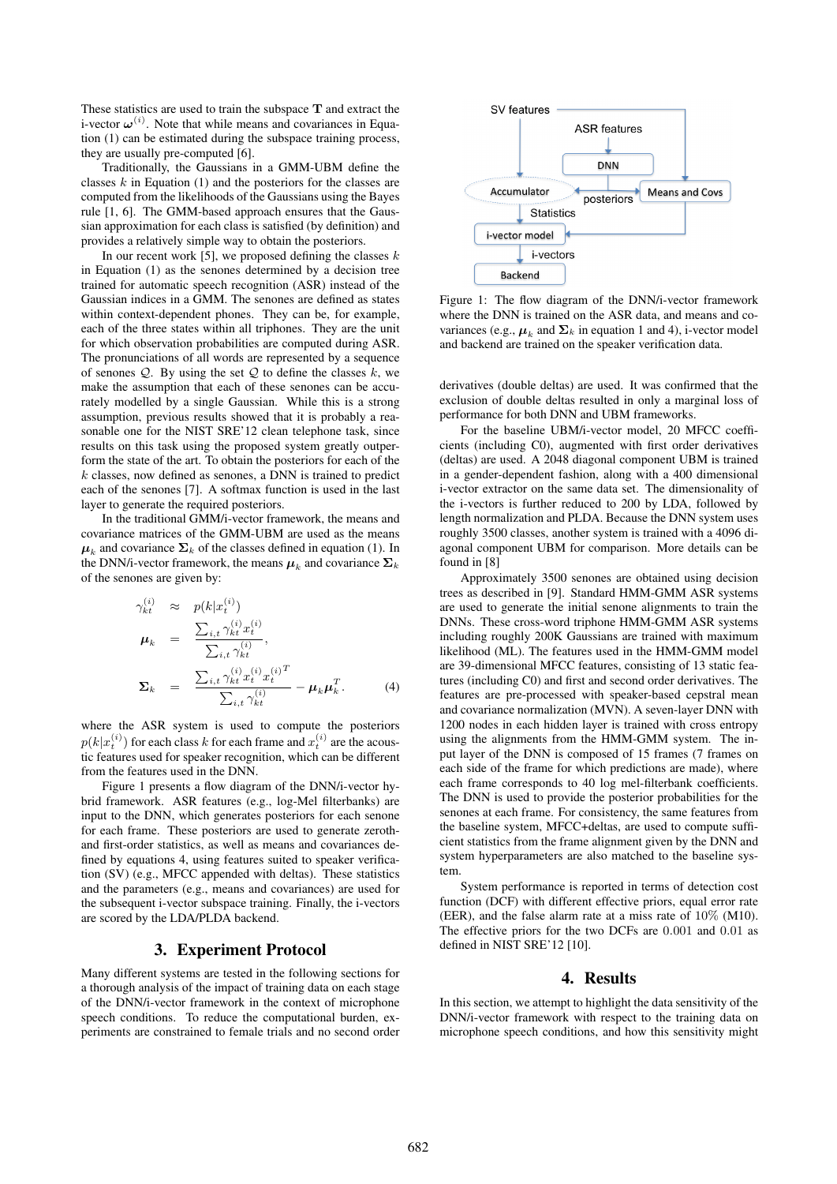These statistics are used to train the subspace $\mathbf{T}$ and extract the i-vector $\boldsymbol{\omega}^{(i)}$. Note that while means and covariances in Equation (1) can be estimated during the subspace training process, they are usually pre-computed [6].

Traditionally, the Gaussians in a GMM-UBM define the classes $k$ in Equation (1) and the posteriors for the classes are computed from the likelihoods of the Gaussians using the Bayes rule [1, 6]. The GMM-based approach ensures that the Gaussian approximation for each class is satisfied (by definition) and provides a relatively simple way to obtain the posteriors.

In our recent work [5], we proposed defining the classes $k$ in Equation (1) as the senones determined by a decision tree trained for automatic speech recognition (ASR) instead of the Gaussian indices in a GMM. The senones are defined as states within context-dependent phones. They can be, for example, each of the three states within all triphones. They are the unit for which observation probabilities are computed during ASR. The pronunciations of all words are represented by a sequence of senones $\mathcal{Q}$. By using the set $\mathcal{Q}$ to define the classes $k$, we make the assumption that each of these senones can be accurately modelled by a single Gaussian. While this is a strong assumption, previous results showed that it is probably a reasonable one for the NIST SRE'12 clean telephone task, since results on this task using the proposed system greatly outperform the state of the art. To obtain the posteriors for each of the $k$ classes, now defined as senones, a DNN is trained to predict each of the senones [7]. A softmax function is used in the last layer to generate the required posteriors.

In the traditional GMM/i-vector framework, the means and covariance matrices of the GMM-UBM are used as the means $\boldsymbol{\mu}_k$ and covariance $\boldsymbol{\Sigma}_k$ of the classes defined in equation (1). In the DNN/i-vector framework, the means $\boldsymbol{\mu}_k$ and covariance $\boldsymbol{\Sigma}_k$ of the senones are given by:

$$
\begin{aligned}
\gamma_{kt}^{(i)} &\approx p(k|x_t^{(i)}) \\
\boldsymbol{\mu}_k &= \frac{\sum_{i,t} \gamma_{kt}^{(i)} x_t^{(i)}}{\sum_{i,t} \gamma_{kt}^{(i)}}, \\
\boldsymbol{\Sigma}_k &= \frac{\sum_{i,t} \gamma_{kt}^{(i)} x_t^{(i)} x_t^{(i)T}}{\sum_{i,t} \gamma_{kt}^{(i)}} - \boldsymbol{\mu}_k \boldsymbol{\mu}_k^T.
\end{aligned}
\tag{4}
$$

where the ASR system is used to compute the posteriors $p(k|x_t^{(i)})$ for each class $k$ for each frame and $x_t^{(i)}$ are the acoustic features used for speaker recognition, which can be different from the features used in the DNN.

Figure 1 presents a flow diagram of the DNN/i-vector hybrid framework. ASR features (e.g., log-Mel filterbanks) are input to the DNN, which generates posteriors for each senone for each frame. These posteriors are used to generate zeroth- and first-order statistics, as well as means and covariances defined by equations 4, using features suited to speaker verification (SV) (e.g., MFCC appended with deltas). These statistics and the parameters (e.g., means and covariances) are used for the subsequent i-vector subspace training. Finally, the i-vectors are scored by the LDA/PLDA backend.

Figure 1: The flow diagram of the DNN/i-vector framework where the DNN is trained on the ASR data, and means and covariances (e.g., $\boldsymbol{\mu}_k$ and $\boldsymbol{\Sigma}_k$ in equation 1 and 4), i-vector model and backend are trained on the speaker verification data.

## 3. Experiment Protocol

Many different systems are tested in the following sections for a thorough analysis of the impact of training data on each stage of the DNN/i-vector framework in the context of microphone speech conditions. To reduce the computational burden, experiments are constrained to female trials and no second order derivatives (double deltas) are used. It was confirmed that the exclusion of double deltas resulted in only a marginal loss of performance for both DNN and UBM frameworks.

For the baseline UBM/i-vector model, 20 MFCC coefficients (including C0), augmented with first order derivatives (deltas) are used. A 2048 diagonal component UBM is trained in a gender-dependent fashion, along with a 400 dimensional i-vector extractor on the same data set. The dimensionality of the i-vectors is further reduced to 200 by LDA, followed by length normalization and PLDA. Because the DNN system uses roughly 3500 classes, another system is trained with a 4096 diagonal component UBM for comparison. More details can be found in [8]

Approximately 3500 senones are obtained using decision trees as described in [9]. Standard HMM-GMM ASR systems are used to generate the initial senone alignments to train the DNNs. These cross-word triphone HMM-GMM ASR systems including roughly 200K Gaussians are trained with maximum likelihood (ML). The features used in the HMM-GMM model are 39-dimensional MFCC features, consisting of 13 static features (including C0) and first and second order derivatives. The features are pre-processed with speaker-based cepstral mean and covariance normalization (MVN). A seven-layer DNN with 1200 nodes in each hidden layer is trained with cross entropy using the alignments from the HMM-GMM system. The input layer of the DNN is composed of 15 frames (7 frames on each side of the frame for which predictions are made), where each frame corresponds to 40 log mel-filterbank coefficients. The DNN is used to provide the posterior probabilities for the senones at each frame. For consistency, the same features from the baseline system, MFCC+deltas, are used to compute sufficient statistics from the frame alignment given by the DNN and system hyperparameters are also matched to the baseline system.

System performance is reported in terms of detection cost function (DCF) with different effective priors, equal error rate (EER), and the false alarm rate at a miss rate of 10% (M10). The effective priors for the two DCFs are 0.001 and 0.01 as defined in NIST SRE'12 [10].

## 4. Results

In this section, we attempt to highlight the data sensitivity of the DNN/i-vector framework with respect to the training data on microphone speech conditions, and how this sensitivity might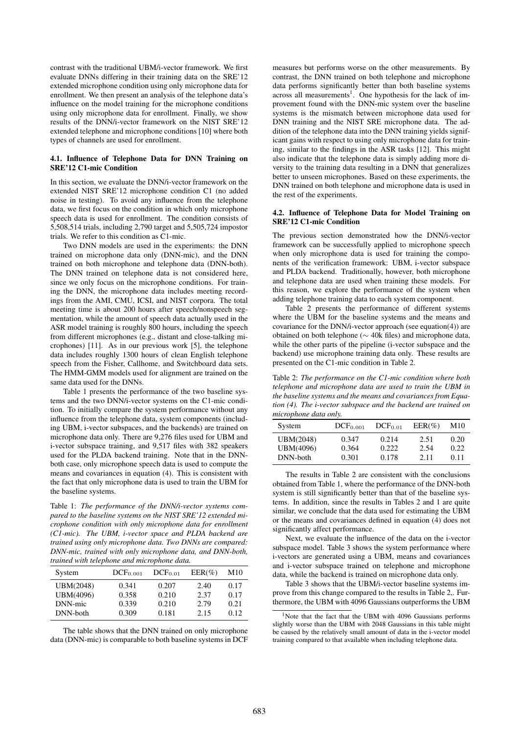contrast with the traditional UBM/i-vector framework. We first evaluate DNNs differing in their training data on the SRE'12 extended microphone condition using only microphone data for enrollment. We then present an analysis of the telephone data's influence on the model training for the microphone conditions using only microphone data for enrollment. Finally, we show results of the DNN/i-vector framework on the NIST SRE'12 extended telephone and microphone conditions [10] where both types of channels are used for enrollment.

### 4.1. Influence of Telephone Data for DNN Training on SRE'12 C1-mic Condition

In this section, we evaluate the DNN/i-vector framework on the extended NIST SRE'12 microphone condition C1 (no added noise in testing). To avoid any influence from the telephone data, we first focus on the condition in which only microphone speech data is used for enrollment. The condition consists of 5,508,514 trials, including 2,790 target and 5,505,724 impostor trials. We refer to this condition as C1-mic.

Two DNN models are used in the experiments: the DNN trained on microphone data only (DNN-mic), and the DNN trained on both microphone and telephone data (DNN-both). The DNN trained on telephone data is not considered here, since we only focus on the microphone conditions. For training the DNN, the microphone data includes meeting recordings from the AMI, CMU, ICSI, and NIST corpora. The total meeting time is about 200 hours after speech/nonspeech segmentation, while the amount of speech data actually used in the ASR model training is roughly 800 hours, including the speech from different microphones (e.g., distant and close-talking microphones) [11]. As in our previous work [5], the telephone data includes roughly 1300 hours of clean English telephone speech from the Fisher, Callhome, and Switchboard data sets. The HMM-GMM models used for alignment are trained on the same data used for the DNNs.

Table 1 presents the performance of the two baseline systems and the two DNN/i-vector systems on the C1-mic condition. To initially compare the system performance without any influence from the telephone data, system components (including UBM, i-vector subspaces, and the backends) are trained on microphone data only. There are 9,276 files used for UBM and i-vector subspace training, and 9,517 files with 382 speakers used for the PLDA backend training. Note that in the DNN-both case, only microphone speech data is used to compute the means and covariances in equation (4). This is consistent with the fact that only microphone data is used to train the UBM for the baseline systems.

Table 1: *The performance of the DNN/i-vector systems compared to the baseline systems on the NIST SRE'12 extended microphone condition with only microphone data for enrollment (C1-mic). The UBM, i-vector space and PLDA backend are trained using only microphone data. Two DNNs are compared: DNN-mic, trained with only microphone data, and DNN-both, trained with telephone and microphone data.*

| System | $DCF_{0.001}$ | $DCF_{0.01}$ | EER(%) | M10 |
|---|---|---|---|---|
| UBM(2048) | 0.341 | 0.207 | 2.40 | 0.17 |
| UBM(4096) | 0.358 | 0.210 | 2.37 | 0.17 |
| DNN-mic | 0.339 | 0.210 | 2.79 | 0.21 |
| DNN-both | 0.309 | 0.181 | 2.15 | 0.12 |

The table shows that the DNN trained on only microphone data (DNN-mic) is comparable to both baseline systems in DCF measures but performs worse on the other measurements. By contrast, the DNN trained on both telephone and microphone data performs significantly better than both baseline systems across all measurements[1]. One hypothesis for the lack of improvement found with the DNN-mic system over the baseline systems is the mismatch between microphone data used for DNN training and the NIST SRE microphone data. The addition of the telephone data into the DNN training yields significant gains with respect to using only microphone data for training, similar to the findings in the ASR tasks [12]. This might also indicate that the telephone data is simply adding more diversity to the training data resulting in a DNN that generalizes better to unseen microphones. Based on these experiments, the DNN trained on both telephone and microphone data is used in the rest of the experiments.

### 4.2. Influence of Telephone Data for Model Training on SRE'12 C1-mic Condition

The previous section demonstrated how the DNN/i-vector framework can be successfully applied to microphone speech when only microphone data is used for training the components of the verification framework: UBM, i-vector subspace and PLDA backend. Traditionally, however, both microphone and telephone data are used when training these models. For this reason, we explore the performance of the system when adding telephone training data to each system component.

Table 2 presents the performance of different systems where the UBM for the baseline systems and the means and covariance for the DNN/i-vector approach (see equation(4)) are obtained on both telephone ($\sim$ 40k files) and microphone data, while the other parts of the pipeline (i-vector subspace and the backend) use microphone training data only. These results are presented on the C1-mic condition in Table 2.

Table 2: *The performance on the C1-mic condition where both telephone and microphone data are used to train the UBM in the baseline systems and the means and covariances from Equation (4). The i-vector subspace and the backend are trained on microphone data only.*

| System | $DCF_{0.001}$ | $DCF_{0.01}$ | EER(%) | M10 |
|---|---|---|---|---|
| UBM(2048) | 0.347 | 0.214 | 2.51 | 0.20 |
| UBM(4096) | 0.364 | 0.222 | 2.54 | 0.22 |
| DNN-both | 0.301 | 0.178 | 2.11 | 0.11 |

The results in Table 2 are consistent with the conclusions obtained from Table 1, where the performance of the DNN-both system is still significantly better than that of the baseline systems. In addition, since the results in Tables 2 and 1 are quite similar, we conclude that the data used for estimating the UBM or the means and covariances defined in equation (4) does not significantly affect performance.

Next, we evaluate the influence of the data on the i-vector subspace model. Table 3 shows the system performance where i-vectors are generated using a UBM, means and covariances and i-vector subspace trained on telephone and microphone data, while the backend is trained on microphone data only.

Table 3 shows that the UBM/i-vector baseline systems improve from this change compared to the results in Table 2,. Furthermore, the UBM with 4096 Gaussians outperforms the UBM

[1] Note that the fact that the UBM with 4096 Gaussians performs slightly worse than the UBM with 2048 Gaussians in this table might be caused by the relatively small amount of data in the i-vector model training compared to that available when including telephone data.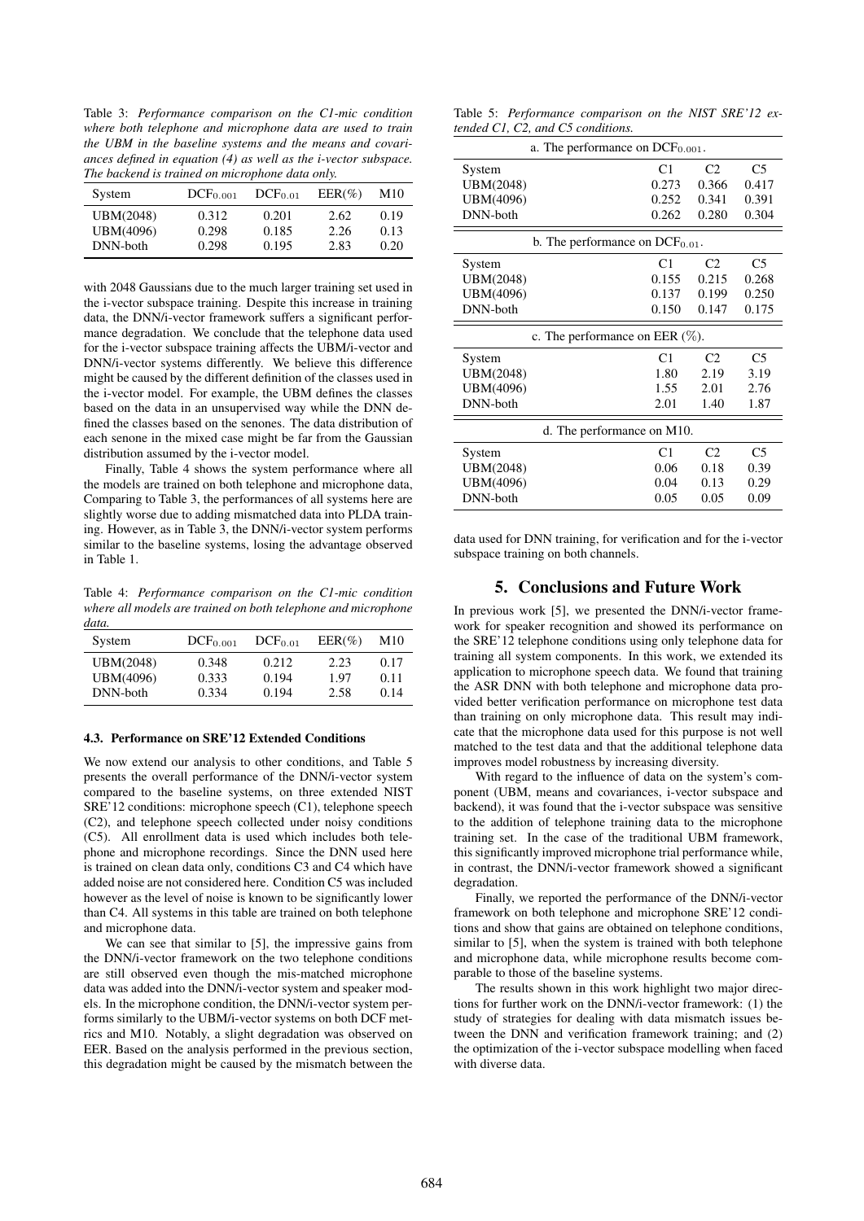Table 3: *Performance comparison on the C1-mic condition where both telephone and microphone data are used to train the UBM in the baseline systems and the means and covariances defined in equation (4) as well as the i-vector subspace. The backend is trained on microphone data only.*

| System | $DCF_{0.001}$ | $DCF_{0.01}$ | EER(%) | M10 |
|---|---|---|---|---|
| UBM(2048) | 0.312 | 0.201 | 2.62 | 0.19 |
| UBM(4096) | 0.298 | 0.185 | 2.26 | 0.13 |
| DNN-both | 0.298 | 0.195 | 2.83 | 0.20 |

with 2048 Gaussians due to the much larger training set used in the i-vector subspace training. Despite this increase in training data, the DNN/i-vector framework suffers a significant performance degradation. We conclude that the telephone data used for the i-vector subspace training affects the UBM/i-vector and DNN/i-vector systems differently. We believe this difference might be caused by the different definition of the classes used in the i-vector model. For example, the UBM defines the classes based on the data in an unsupervised way while the DNN defined the classes based on the senones. The data distribution of each senone in the mixed case might be far from the Gaussian distribution assumed by the i-vector model.

Finally, Table 4 shows the system performance where all the models are trained on both telephone and microphone data, Comparing to Table 3, the performances of all systems here are slightly worse due to adding mismatched data into PLDA training. However, as in Table 3, the DNN/i-vector system performs similar to the baseline systems, losing the advantage observed in Table 1.

Table 4: *Performance comparison on the C1-mic condition where all models are trained on both telephone and microphone data.*

| System | $DCF_{0.001}$ | $DCF_{0.01}$ | EER(%) | M10 |
|---|---|---|---|---|
| UBM(2048) | 0.348 | 0.212 | 2.23 | 0.17 |
| UBM(4096) | 0.333 | 0.194 | 1.97 | 0.11 |
| DNN-both | 0.334 | 0.194 | 2.58 | 0.14 |

### 4.3. Performance on SRE'12 Extended Conditions

We now extend our analysis to other conditions, and Table 5 presents the overall performance of the DNN/i-vector system compared to the baseline systems, on three extended NIST SRE'12 conditions: microphone speech (C1), telephone speech (C2), and telephone speech collected under noisy conditions (C5). All enrollment data is used which includes both telephone and microphone recordings. Since the DNN used here is trained on clean data only, conditions C3 and C4 which have added noise are not considered here. Condition C5 was included however as the level of noise is known to be significantly lower than C4. All systems in this table are trained on both telephone and microphone data.

We can see that similar to [5], the impressive gains from the DNN/i-vector framework on the two telephone conditions are still observed even though the mis-matched microphone data was added into the DNN/i-vector system and speaker models. In the microphone condition, the DNN/i-vector system performs similarly to the UBM/i-vector systems on both DCF metrics and M10. Notably, a slight degradation was observed on EER. Based on the analysis performed in the previous section, this degradation might be caused by the mismatch between the data used for DNN training, for verification and for the i-vector subspace training on both channels.

Table 5: *Performance comparison on the NIST SRE'12 extended C1, C2, and C5 conditions.*

a. The performance on $DCF_{0.001}$.

| System | C1 | C2 | C5 |
|---|---|---|---|
| UBM(2048) | 0.273 | 0.366 | 0.417 |
| UBM(4096) | 0.252 | 0.341 | 0.391 |
| DNN-both | 0.262 | 0.280 | 0.304 |

b. The performance on $DCF_{0.01}$.

| System | C1 | C2 | C5 |
|---|---|---|---|
| UBM(2048) | 0.155 | 0.215 | 0.268 |
| UBM(4096) | 0.137 | 0.199 | 0.250 |
| DNN-both | 0.150 | 0.147 | 0.175 |

c. The performance on EER (%).

| System | C1 | C2 | C5 |
|---|---|---|---|
| UBM(2048) | 1.80 | 2.19 | 3.19 |
| UBM(4096) | 1.55 | 2.01 | 2.76 |
| DNN-both | 2.01 | 1.40 | 1.87 |

d. The performance on M10.

| System | C1 | C2 | C5 |
|---|---|---|---|
| UBM(2048) | 0.06 | 0.18 | 0.39 |
| UBM(4096) | 0.04 | 0.13 | 0.29 |
| DNN-both | 0.05 | 0.05 | 0.09 |

## 5. Conclusions and Future Work

In previous work [5], we presented the DNN/i-vector framework for speaker recognition and showed its performance on the SRE'12 telephone conditions using only telephone data for training all system components. In this work, we extended its application to microphone speech data. We found that training the ASR DNN with both telephone and microphone data provided better verification performance on microphone test data than training on only microphone data. This result may indicate that the microphone data used for this purpose is not well matched to the test data and that the additional telephone data improves model robustness by increasing diversity.

With regard to the influence of data on the system's component (UBM, means and covariances, i-vector subspace and backend), it was found that the i-vector subspace was sensitive to the addition of telephone training data to the microphone training set. In the case of the traditional UBM framework, this significantly improved microphone trial performance while, in contrast, the DNN/i-vector framework showed a significant degradation.

Finally, we reported the performance of the DNN/i-vector framework on both telephone and microphone SRE'12 conditions and show that gains are obtained on telephone conditions, similar to [5], when the system is trained with both telephone and microphone data, while microphone results become comparable to those of the baseline systems.

The results shown in this work highlight two major directions for further work on the DNN/i-vector framework: (1) the study of strategies for dealing with data mismatch issues between the DNN and verification framework training; and (2) the optimization of the i-vector subspace modelling when faced with diverse data.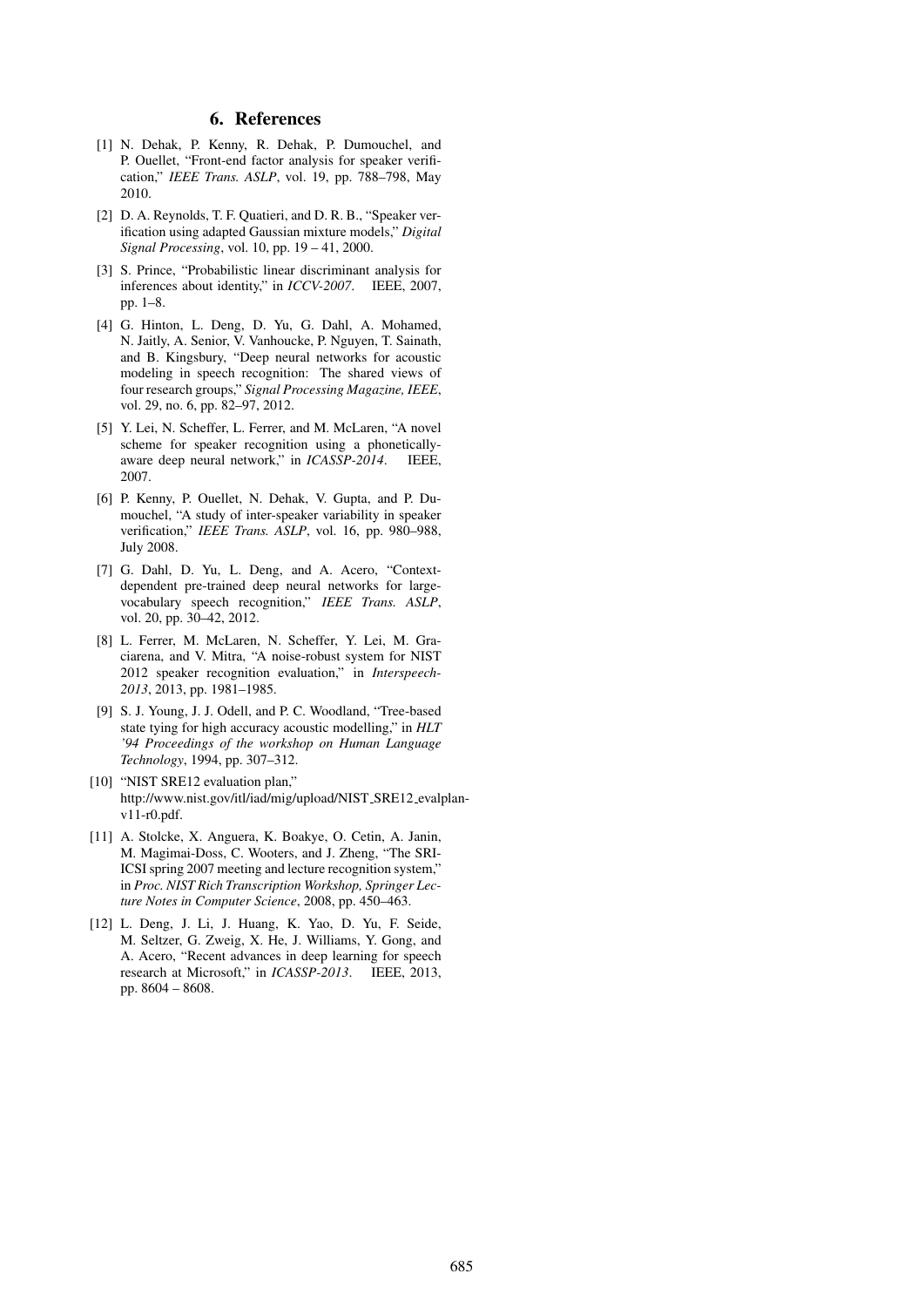## 6. References

[1] N. Dehak, P. Kenny, R. Dehak, P. Dumouchel, and P. Ouellet, "Front-end factor analysis for speaker verification," *IEEE Trans. ASLP*, vol. 19, pp. 788–798, May 2010.

[2] D. A. Reynolds, T. F. Quatieri, and D. R. B., "Speaker verification using adapted Gaussian mixture models," *Digital Signal Processing*, vol. 10, pp. 19 – 41, 2000.

[3] S. Prince, "Probabilistic linear discriminant analysis for inferences about identity," in *ICCV-2007*. IEEE, 2007, pp. 1–8.

[4] G. Hinton, L. Deng, D. Yu, G. Dahl, A. Mohamed, N. Jaitly, A. Senior, V. Vanhoucke, P. Nguyen, T. Sainath, and B. Kingsbury, "Deep neural networks for acoustic modeling in speech recognition: The shared views of four research groups," *Signal Processing Magazine, IEEE*, vol. 29, no. 6, pp. 82–97, 2012.

[5] Y. Lei, N. Scheffer, L. Ferrer, and M. McLaren, "A novel scheme for speaker recognition using a phonetically-aware deep neural network," in *ICASSP-2014*. IEEE, 2007.

[6] P. Kenny, P. Ouellet, N. Dehak, V. Gupta, and P. Dumouchel, "A study of inter-speaker variability in speaker verification," *IEEE Trans. ASLP*, vol. 16, pp. 980–988, July 2008.

[7] G. Dahl, D. Yu, L. Deng, and A. Acero, "Context-dependent pre-trained deep neural networks for large-vocabulary speech recognition," *IEEE Trans. ASLP*, vol. 20, pp. 30–42, 2012.

[8] L. Ferrer, M. McLaren, N. Scheffer, Y. Lei, M. Graciarena, and V. Mitra, "A noise-robust system for NIST 2012 speaker recognition evaluation," in *Interspeech-2013*, 2013, pp. 1981–1985.

[9] S. J. Young, J. J. Odell, and P. C. Woodland, "Tree-based state tying for high accuracy acoustic modelling," in *HLT '94 Proceedings of the workshop on Human Language Technology*, 1994, pp. 307–312.

[10] "NIST SRE12 evaluation plan," http://www.nist.gov/itl/iad/mig/upload/NIST_SRE12_evalplan-v11-r0.pdf.

[11] A. Stolcke, X. Anguera, K. Boakye, O. Cetin, A. Janin, M. Magimai-Doss, C. Wooters, and J. Zheng, "The SRI-ICSI spring 2007 meeting and lecture recognition system," in *Proc. NIST Rich Transcription Workshop, Springer Lecture Notes in Computer Science*, 2008, pp. 450–463.

[12] L. Deng, J. Li, J. Huang, K. Yao, D. Yu, F. Seide, M. Seltzer, G. Zweig, X. He, J. Williams, Y. Gong, and A. Acero, "Recent advances in deep learning for speech research at Microsoft," in *ICASSP-2013*. IEEE, 2013, pp. 8604 – 8608.